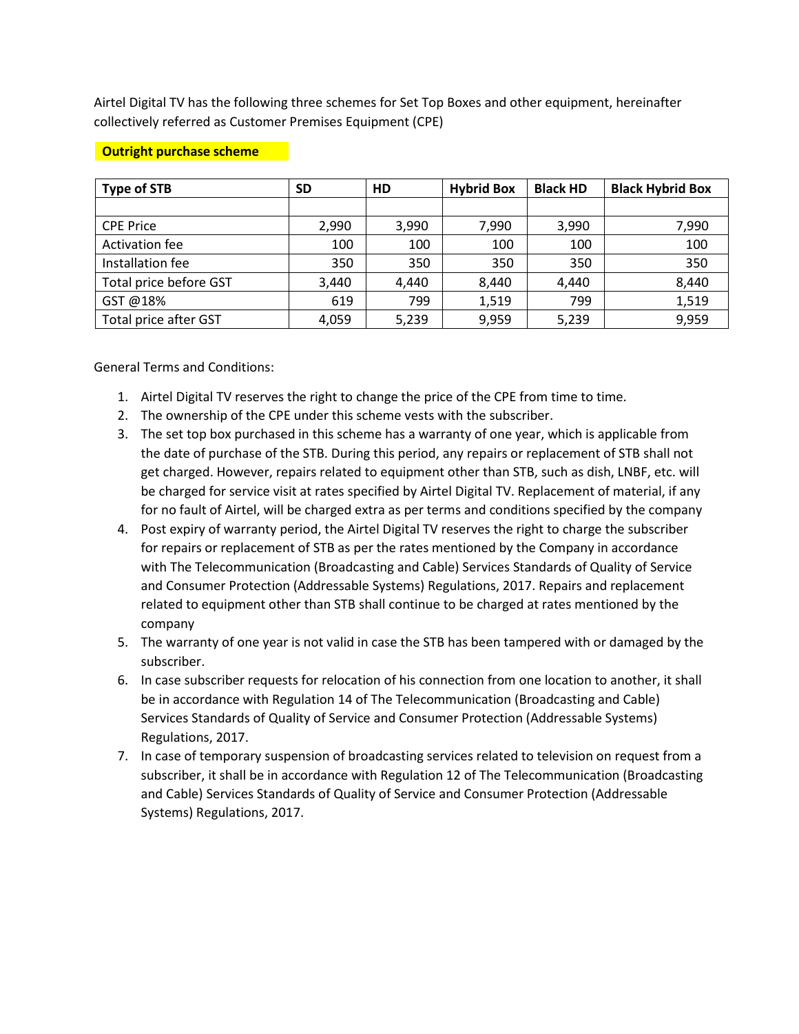Airtel Digital TV has the following three schemes for Set Top Boxes and other equipment, hereinafter collectively referred as Customer Premises Equipment (CPE)

**Outright purchase scheme**

| Type of STB | SD | HD | Hybrid Box | Black HD | Black Hybrid Box |
|---|---|---|---|---|---|
| | | | | | |
| CPE Price | 2,990 | 3,990 | 7,990 | 3,990 | 7,990 |
| Activation fee | 100 | 100 | 100 | 100 | 100 |
| Installation fee | 350 | 350 | 350 | 350 | 350 |
| Total price before GST | 3,440 | 4,440 | 8,440 | 4,440 | 8,440 |
| GST @18% | 619 | 799 | 1,519 | 799 | 1,519 |
| Total price after GST | 4,059 | 5,239 | 9,959 | 5,239 | 9,959 |

General Terms and Conditions:

1. Airtel Digital TV reserves the right to change the price of the CPE from time to time.
2. The ownership of the CPE under this scheme vests with the subscriber.
3. The set top box purchased in this scheme has a warranty of one year, which is applicable from the date of purchase of the STB. During this period, any repairs or replacement of STB shall not get charged. However, repairs related to equipment other than STB, such as dish, LNBF, etc. will be charged for service visit at rates specified by Airtel Digital TV. Replacement of material, if any for no fault of Airtel, will be charged extra as per terms and conditions specified by the company
4. Post expiry of warranty period, the Airtel Digital TV reserves the right to charge the subscriber for repairs or replacement of STB as per the rates mentioned by the Company in accordance with The Telecommunication (Broadcasting and Cable) Services Standards of Quality of Service and Consumer Protection (Addressable Systems) Regulations, 2017. Repairs and replacement related to equipment other than STB shall continue to be charged at rates mentioned by the company
5. The warranty of one year is not valid in case the STB has been tampered with or damaged by the subscriber.
6. In case subscriber requests for relocation of his connection from one location to another, it shall be in accordance with Regulation 14 of The Telecommunication (Broadcasting and Cable) Services Standards of Quality of Service and Consumer Protection (Addressable Systems) Regulations, 2017.
7. In case of temporary suspension of broadcasting services related to television on request from a subscriber, it shall be in accordance with Regulation 12 of The Telecommunication (Broadcasting and Cable) Services Standards of Quality of Service and Consumer Protection (Addressable Systems) Regulations, 2017.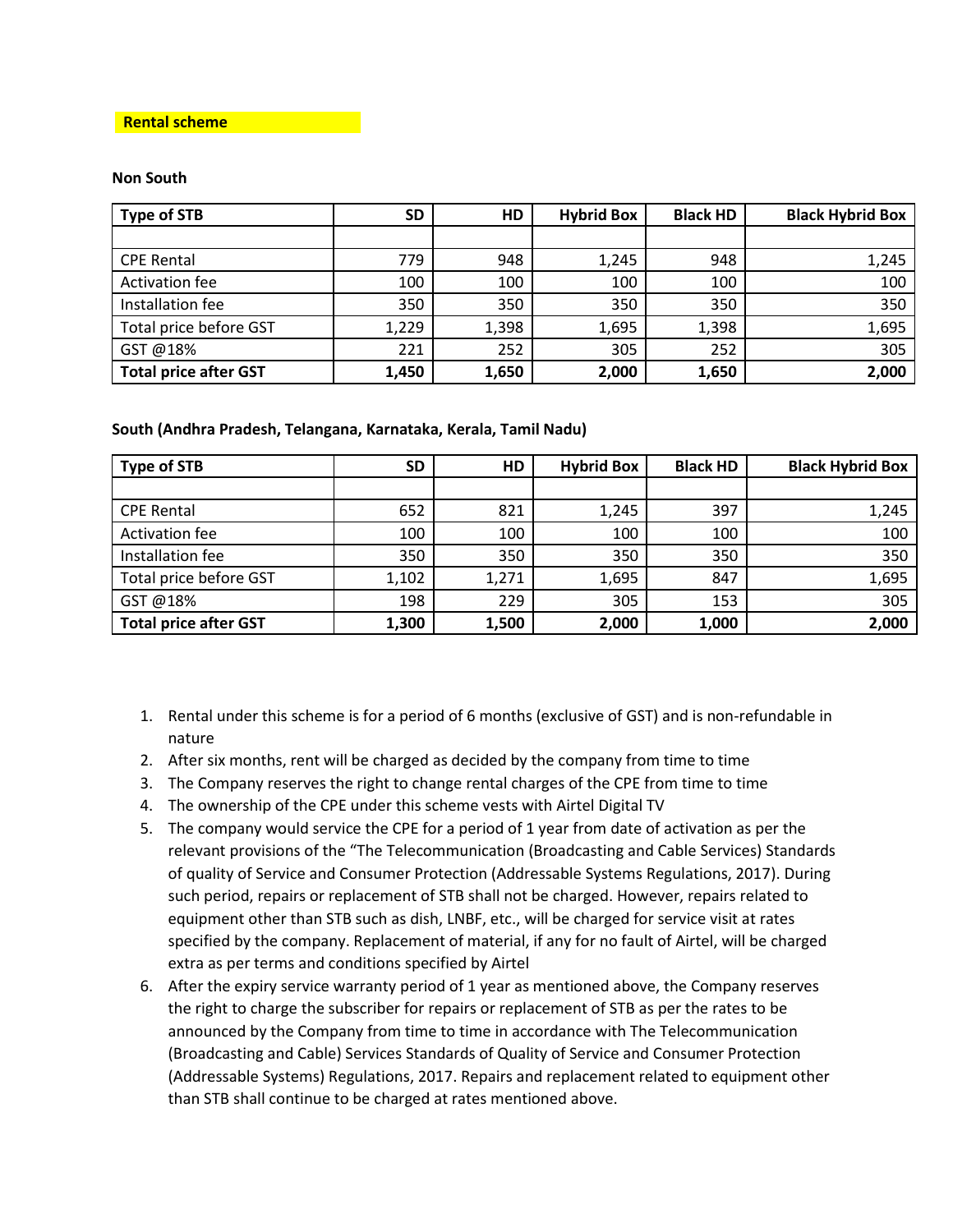**Rental scheme**

**Non South**

| Type of STB | SD | HD | Hybrid Box | Black HD | Black Hybrid Box |
|---|---|---|---|---|---|
| | | | | | |
| CPE Rental | 779 | 948 | 1,245 | 948 | 1,245 |
| Activation fee | 100 | 100 | 100 | 100 | 100 |
| Installation fee | 350 | 350 | 350 | 350 | 350 |
| Total price before GST | 1,229 | 1,398 | 1,695 | 1,398 | 1,695 |
| GST @18% | 221 | 252 | 305 | 252 | 305 |
| **Total price after GST** | **1,450** | **1,650** | **2,000** | **1,650** | **2,000** |

**South (Andhra Pradesh, Telangana, Karnataka, Kerala, Tamil Nadu)**

| Type of STB | SD | HD | Hybrid Box | Black HD | Black Hybrid Box |
|---|---|---|---|---|---|
| | | | | | |
| CPE Rental | 652 | 821 | 1,245 | 397 | 1,245 |
| Activation fee | 100 | 100 | 100 | 100 | 100 |
| Installation fee | 350 | 350 | 350 | 350 | 350 |
| Total price before GST | 1,102 | 1,271 | 1,695 | 847 | 1,695 |
| GST @18% | 198 | 229 | 305 | 153 | 305 |
| **Total price after GST** | **1,300** | **1,500** | **2,000** | **1,000** | **2,000** |

1. Rental under this scheme is for a period of 6 months (exclusive of GST) and is non-refundable in nature
2. After six months, rent will be charged as decided by the company from time to time
3. The Company reserves the right to change rental charges of the CPE from time to time
4. The ownership of the CPE under this scheme vests with Airtel Digital TV
5. The company would service the CPE for a period of 1 year from date of activation as per the relevant provisions of the "The Telecommunication (Broadcasting and Cable Services) Standards of quality of Service and Consumer Protection (Addressable Systems Regulations, 2017). During such period, repairs or replacement of STB shall not be charged. However, repairs related to equipment other than STB such as dish, LNBF, etc., will be charged for service visit at rates specified by the company. Replacement of material, if any for no fault of Airtel, will be charged extra as per terms and conditions specified by Airtel
6. After the expiry service warranty period of 1 year as mentioned above, the Company reserves the right to charge the subscriber for repairs or replacement of STB as per the rates to be announced by the Company from time to time in accordance with The Telecommunication (Broadcasting and Cable) Services Standards of Quality of Service and Consumer Protection (Addressable Systems) Regulations, 2017. Repairs and replacement related to equipment other than STB shall continue to be charged at rates mentioned above.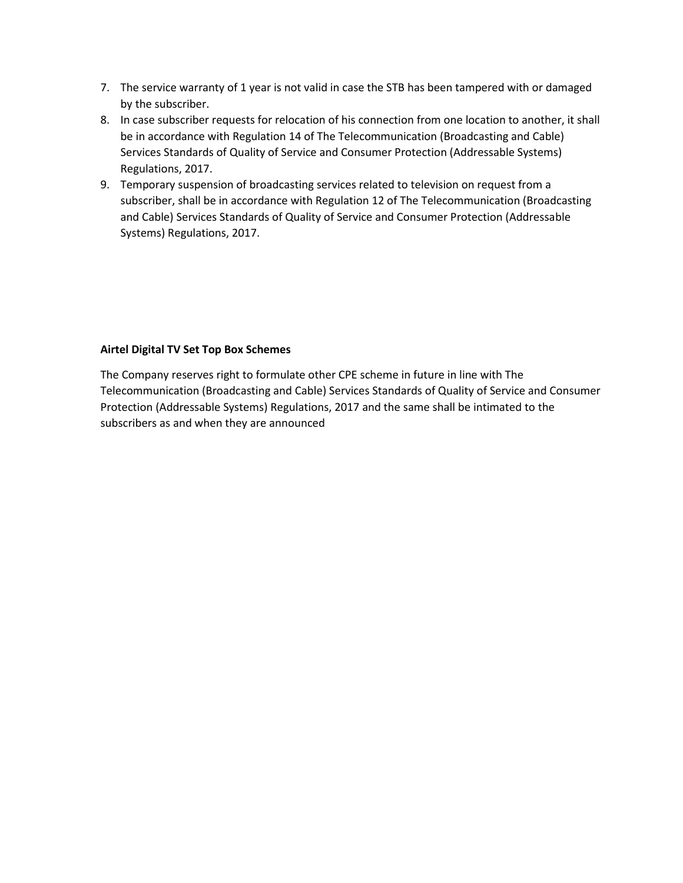7. The service warranty of 1 year is not valid in case the STB has been tampered with or damaged by the subscriber.
8. In case subscriber requests for relocation of his connection from one location to another, it shall be in accordance with Regulation 14 of The Telecommunication (Broadcasting and Cable) Services Standards of Quality of Service and Consumer Protection (Addressable Systems) Regulations, 2017.
9. Temporary suspension of broadcasting services related to television on request from a subscriber, shall be in accordance with Regulation 12 of The Telecommunication (Broadcasting and Cable) Services Standards of Quality of Service and Consumer Protection (Addressable Systems) Regulations, 2017.

**Airtel Digital TV Set Top Box Schemes**

The Company reserves right to formulate other CPE scheme in future in line with The Telecommunication (Broadcasting and Cable) Services Standards of Quality of Service and Consumer Protection (Addressable Systems) Regulations, 2017 and the same shall be intimated to the subscribers as and when they are announced